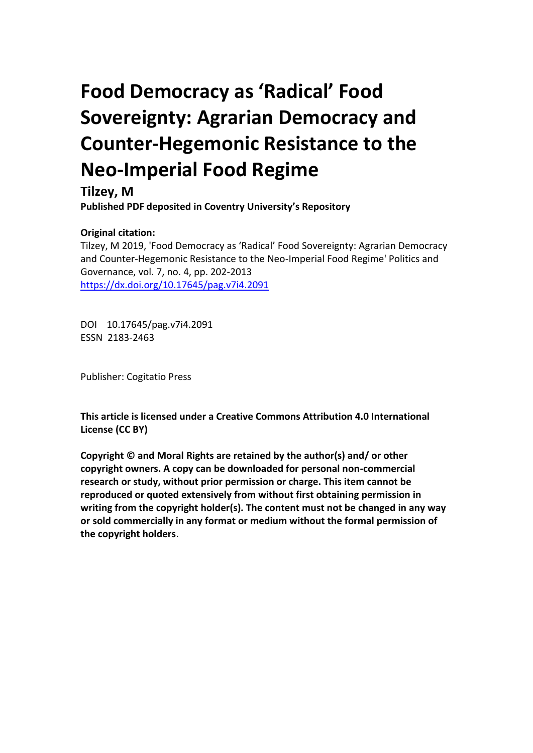# Food Democracy as 'Radical' Food Sovereignty: Agrarian Democracy and Counter-Hegemonic Resistance to the Neo-Imperial Food Regime

**Tilzey, M**

**Published PDF deposited in Coventry University's Repository**

**Original citation:**

Tilzey, M 2019, 'Food Democracy as 'Radical' Food Sovereignty: Agrarian Democracy and Counter-Hegemonic Resistance to the Neo-Imperial Food Regime' Politics and Governance, vol. 7, no. 4, pp. 202-2013
https://dx.doi.org/10.17645/pag.v7i4.2091

DOI 10.17645/pag.v7i4.2091
ESSN 2183-2463

Publisher: Cogitatio Press

**This article is licensed under a Creative Commons Attribution 4.0 International License (CC BY)**

**Copyright © and Moral Rights are retained by the author(s) and/ or other copyright owners. A copy can be downloaded for personal non-commercial research or study, without prior permission or charge. This item cannot be reproduced or quoted extensively from without first obtaining permission in writing from the copyright holder(s). The content must not be changed in any way or sold commercially in any format or medium without the formal permission of the copyright holders.**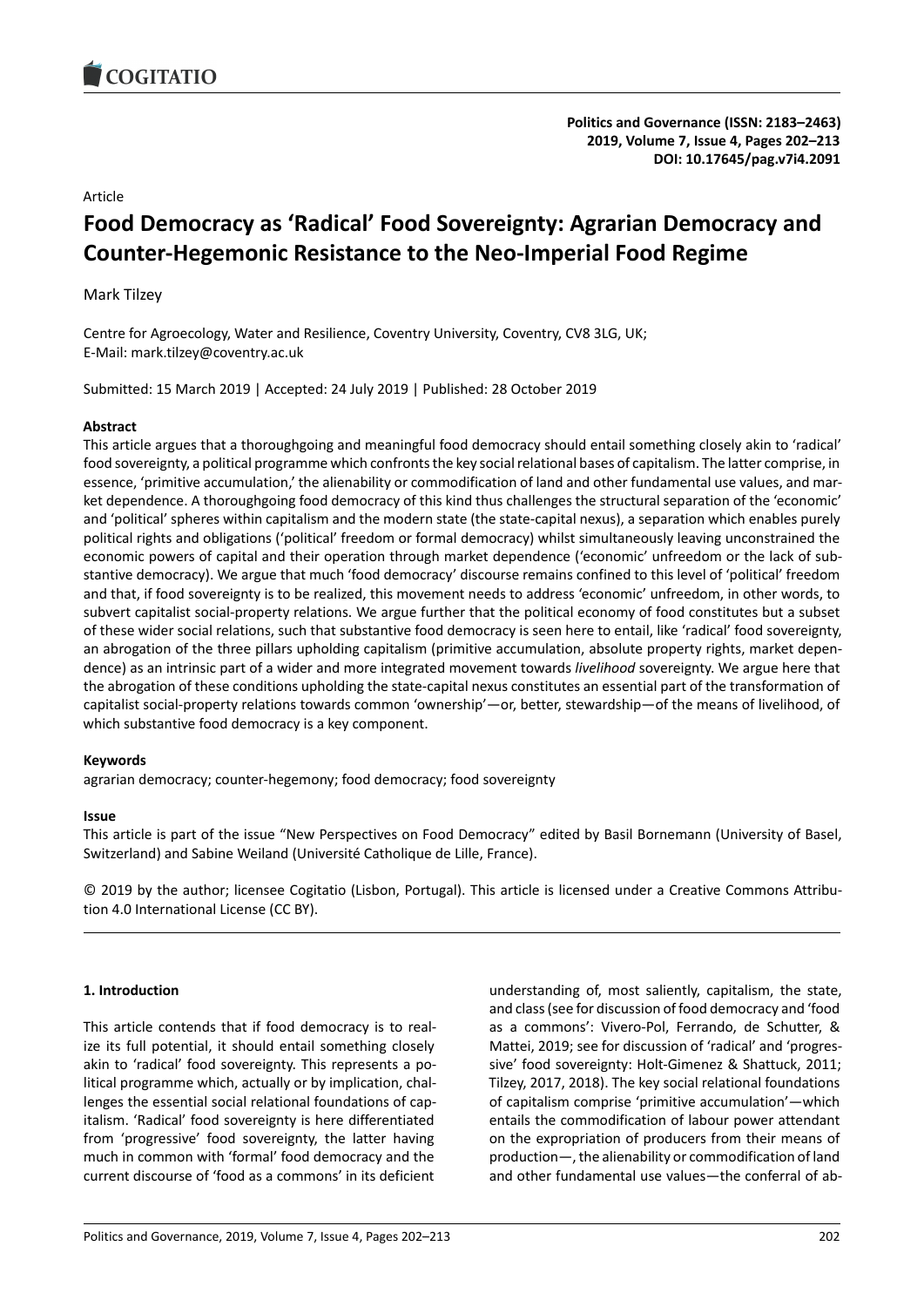Article

# Food Democracy as 'Radical' Food Sovereignty: Agrarian Democracy and Counter-Hegemonic Resistance to the Neo-Imperial Food Regime

Mark Tilzey

Centre for Agroecology, Water and Resilience, Coventry University, Coventry, CV8 3LG, UK; E-Mail: mark.tilzey@coventry.ac.uk

Submitted: 15 March 2019 | Accepted: 24 July 2019 | Published: 28 October 2019

### Abstract

This article argues that a thoroughgoing and meaningful food democracy should entail something closely akin to 'radical' food sovereignty, a political programme which confronts the key social relational bases of capitalism. The latter comprise, in essence, 'primitive accumulation,' the alienability or commodification of land and other fundamental use values, and market dependence. A thoroughgoing food democracy of this kind thus challenges the structural separation of the 'economic' and 'political' spheres within capitalism and the modern state (the state-capital nexus), a separation which enables purely political rights and obligations ('political' freedom or formal democracy) whilst simultaneously leaving unconstrained the economic powers of capital and their operation through market dependence ('economic' unfreedom or the lack of substantive democracy). We argue that much 'food democracy' discourse remains confined to this level of 'political' freedom and that, if food sovereignty is to be realized, this movement needs to address 'economic' unfreedom, in other words, to subvert capitalist social-property relations. We argue further that the political economy of food constitutes but a subset of these wider social relations, such that substantive food democracy is seen here to entail, like 'radical' food sovereignty, an abrogation of the three pillars upholding capitalism (primitive accumulation, absolute property rights, market dependence) as an intrinsic part of a wider and more integrated movement towards *livelihood* sovereignty. We argue here that the abrogation of these conditions upholding the state-capital nexus constitutes an essential part of the transformation of capitalist social-property relations towards common 'ownership'—or, better, stewardship—of the means of livelihood, of which substantive food democracy is a key component.

### Keywords

agrarian democracy; counter-hegemony; food democracy; food sovereignty

### Issue

This article is part of the issue "New Perspectives on Food Democracy" edited by Basil Bornemann (University of Basel, Switzerland) and Sabine Weiland (Université Catholique de Lille, France).

© 2019 by the author; licensee Cogitatio (Lisbon, Portugal). This article is licensed under a Creative Commons Attribution 4.0 International License (CC BY).

## 1. Introduction

This article contends that if food democracy is to realize its full potential, it should entail something closely akin to 'radical' food sovereignty. This represents a political programme which, actually or by implication, challenges the essential social relational foundations of capitalism. 'Radical' food sovereignty is here differentiated from 'progressive' food sovereignty, the latter having much in common with 'formal' food democracy and the current discourse of 'food as a commons' in its deficient understanding of, most saliently, capitalism, the state, and class (see for discussion of food democracy and 'food as a commons': Vivero-Pol, Ferrando, de Schutter, & Mattei, 2019; see for discussion of 'radical' and 'progressive' food sovereignty: Holt-Gimenez & Shattuck, 2011; Tilzey, 2017, 2018). The key social relational foundations of capitalism comprise 'primitive accumulation'—which entails the commodification of labour power attendant on the expropriation of producers from their means of production—, the alienability or commodification of land and other fundamental use values—the conferral of ab-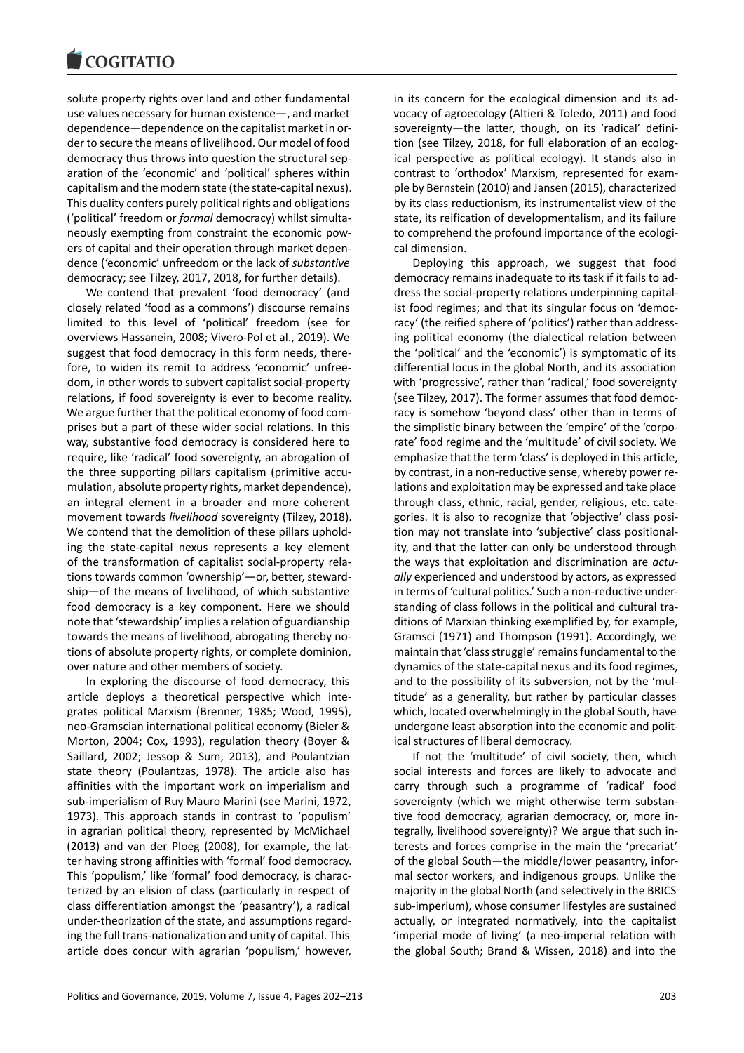solute property rights over land and other fundamental use values necessary for human existence—, and market dependence—dependence on the capitalist market in order to secure the means of livelihood. Our model of food democracy thus throws into question the structural separation of the 'economic' and 'political' spheres within capitalism and the modern state (the state-capital nexus). This duality confers purely political rights and obligations ('political' freedom or *formal* democracy) whilst simultaneously exempting from constraint the economic powers of capital and their operation through market dependence ('economic' unfreedom or the lack of *substantive* democracy; see Tilzey, 2017, 2018, for further details).

We contend that prevalent 'food democracy' (and closely related 'food as a commons') discourse remains limited to this level of 'political' freedom (see for overviews Hassanein, 2008; Vivero-Pol et al., 2019). We suggest that food democracy in this form needs, therefore, to widen its remit to address 'economic' unfreedom, in other words to subvert capitalist social-property relations, if food sovereignty is ever to become reality. We argue further that the political economy of food comprises but a part of these wider social relations. In this way, substantive food democracy is considered here to require, like 'radical' food sovereignty, an abrogation of the three supporting pillars capitalism (primitive accumulation, absolute property rights, market dependence), an integral element in a broader and more coherent movement towards *livelihood* sovereignty (Tilzey, 2018). We contend that the demolition of these pillars upholding the state-capital nexus represents a key element of the transformation of capitalist social-property relations towards common 'ownership'—or, better, stewardship—of the means of livelihood, of which substantive food democracy is a key component. Here we should note that 'stewardship' implies a relation of guardianship towards the means of livelihood, abrogating thereby notions of absolute property rights, or complete dominion, over nature and other members of society.

In exploring the discourse of food democracy, this article deploys a theoretical perspective which integrates political Marxism (Brenner, 1985; Wood, 1995), neo-Gramscian international political economy (Bieler & Morton, 2004; Cox, 1993), regulation theory (Boyer & Saillard, 2002; Jessop & Sum, 2013), and Poulantzian state theory (Poulantzas, 1978). The article also has affinities with the important work on imperialism and sub-imperialism of Ruy Mauro Marini (see Marini, 1972, 1973). This approach stands in contrast to 'populism' in agrarian political theory, represented by McMichael (2013) and van der Ploeg (2008), for example, the latter having strong affinities with 'formal' food democracy. This 'populism,' like 'formal' food democracy, is characterized by an elision of class (particularly in respect of class differentiation amongst the 'peasantry'), a radical under-theorization of the state, and assumptions regarding the full trans-nationalization and unity of capital. This article does concur with agrarian 'populism,' however, in its concern for the ecological dimension and its advocacy of agroecology (Altieri & Toledo, 2011) and food sovereignty—the latter, though, on its 'radical' definition (see Tilzey, 2018, for full elaboration of an ecological perspective as political ecology). It stands also in contrast to 'orthodox' Marxism, represented for example by Bernstein (2010) and Jansen (2015), characterized by its class reductionism, its instrumentalist view of the state, its reification of developmentalism, and its failure to comprehend the profound importance of the ecological dimension.

Deploying this approach, we suggest that food democracy remains inadequate to its task if it fails to address the social-property relations underpinning capitalist food regimes; and that its singular focus on 'democracy' (the reified sphere of 'politics') rather than addressing political economy (the dialectical relation between the 'political' and the 'economic') is symptomatic of its differential locus in the global North, and its association with 'progressive', rather than 'radical,' food sovereignty (see Tilzey, 2017). The former assumes that food democracy is somehow 'beyond class' other than in terms of the simplistic binary between the 'empire' of the 'corporate' food regime and the 'multitude' of civil society. We emphasize that the term 'class' is deployed in this article, by contrast, in a non-reductive sense, whereby power relations and exploitation may be expressed and take place through class, ethnic, racial, gender, religious, etc. categories. It is also to recognize that 'objective' class position may not translate into 'subjective' class positionality, and that the latter can only be understood through the ways that exploitation and discrimination are *actually* experienced and understood by actors, as expressed in terms of 'cultural politics.' Such a non-reductive understanding of class follows in the political and cultural traditions of Marxian thinking exemplified by, for example, Gramsci (1971) and Thompson (1991). Accordingly, we maintain that 'class struggle' remains fundamental to the dynamics of the state-capital nexus and its food regimes, and to the possibility of its subversion, not by the 'multitude' as a generality, but rather by particular classes which, located overwhelmingly in the global South, have undergone least absorption into the economic and political structures of liberal democracy.

If not the 'multitude' of civil society, then, which social interests and forces are likely to advocate and carry through such a programme of 'radical' food sovereignty (which we might otherwise term substantive food democracy, agrarian democracy, or, more integrally, livelihood sovereignty)? We argue that such interests and forces comprise in the main the 'precariat' of the global South—the middle/lower peasantry, informal sector workers, and indigenous groups. Unlike the majority in the global North (and selectively in the BRICS sub-imperium), whose consumer lifestyles are sustained actually, or integrated normatively, into the capitalist 'imperial mode of living' (a neo-imperial relation with the global South; Brand & Wissen, 2018) and into the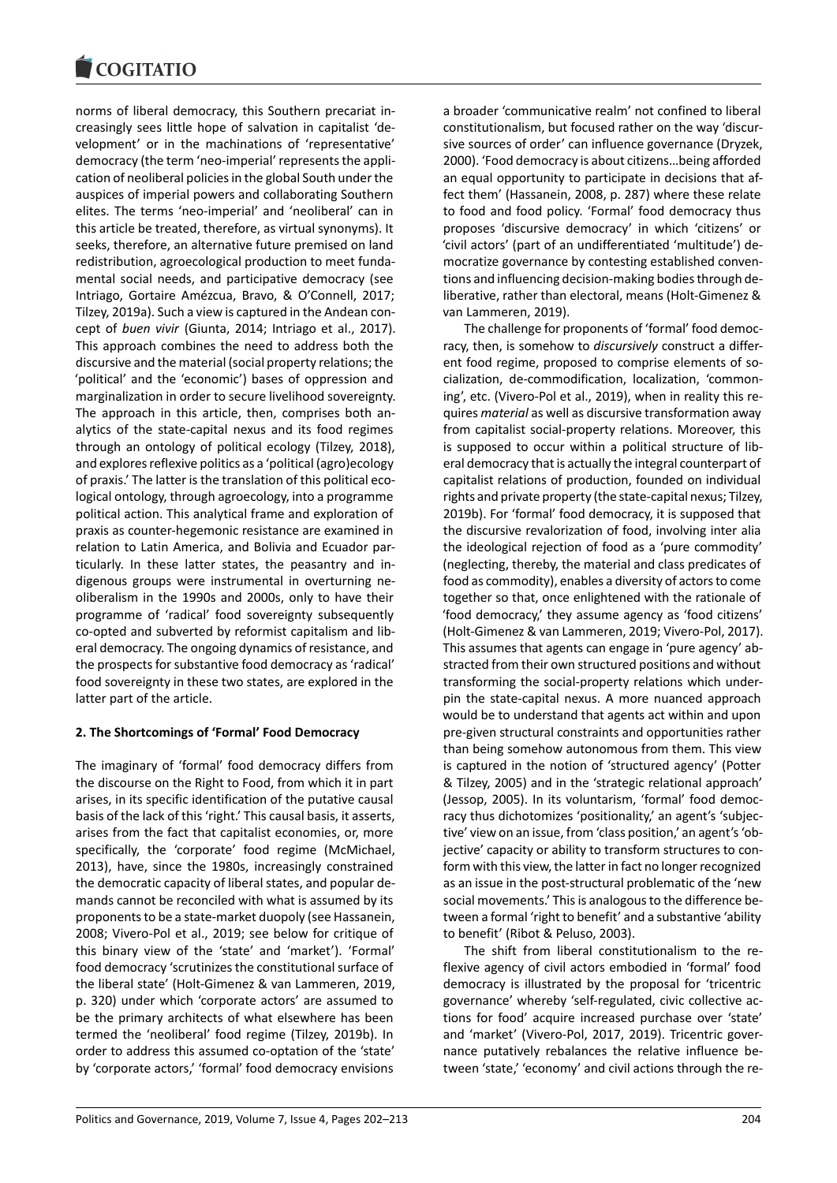norms of liberal democracy, this Southern precariat increasingly sees little hope of salvation in capitalist 'development' or in the machinations of 'representative' democracy (the term 'neo-imperial' represents the application of neoliberal policies in the global South under the auspices of imperial powers and collaborating Southern elites. The terms 'neo-imperial' and 'neoliberal' can in this article be treated, therefore, as virtual synonyms). It seeks, therefore, an alternative future premised on land redistribution, agroecological production to meet fundamental social needs, and participative democracy (see Intriago, Gortaire Amézcua, Bravo, & O'Connell, 2017; Tilzey, 2019a). Such a view is captured in the Andean concept of *buen vivir* (Giunta, 2014; Intriago et al., 2017). This approach combines the need to address both the discursive and the material (social property relations; the 'political' and the 'economic') bases of oppression and marginalization in order to secure livelihood sovereignty. The approach in this article, then, comprises both analytics of the state-capital nexus and its food regimes through an ontology of political ecology (Tilzey, 2018), and explores reflexive politics as a 'political (agro)ecology of praxis.' The latter is the translation of this political ecological ontology, through agroecology, into a programme political action. This analytical frame and exploration of praxis as counter-hegemonic resistance are examined in relation to Latin America, and Bolivia and Ecuador particularly. In these latter states, the peasantry and indigenous groups were instrumental in overturning neoliberalism in the 1990s and 2000s, only to have their programme of 'radical' food sovereignty subsequently co-opted and subverted by reformist capitalism and liberal democracy. The ongoing dynamics of resistance, and the prospects for substantive food democracy as 'radical' food sovereignty in these two states, are explored in the latter part of the article.

## 2. The Shortcomings of 'Formal' Food Democracy

The imaginary of 'formal' food democracy differs from the discourse on the Right to Food, from which it in part arises, in its specific identification of the putative causal basis of the lack of this 'right.' This causal basis, it asserts, arises from the fact that capitalist economies, or, more specifically, the 'corporate' food regime (McMichael, 2013), have, since the 1980s, increasingly constrained the democratic capacity of liberal states, and popular demands cannot be reconciled with what is assumed by its proponents to be a state-market duopoly (see Hassanein, 2008; Vivero-Pol et al., 2019; see below for critique of this binary view of the 'state' and 'market'). 'Formal' food democracy 'scrutinizes the constitutional surface of the liberal state' (Holt-Gimenez & van Lammeren, 2019, p. 320) under which 'corporate actors' are assumed to be the primary architects of what elsewhere has been termed the 'neoliberal' food regime (Tilzey, 2019b). In order to address this assumed co-optation of the 'state' by 'corporate actors,' 'formal' food democracy envisions a broader 'communicative realm' not confined to liberal constitutionalism, but focused rather on the way 'discursive sources of order' can influence governance (Dryzek, 2000). 'Food democracy is about citizens…being afforded an equal opportunity to participate in decisions that affect them' (Hassanein, 2008, p. 287) where these relate to food and food policy. 'Formal' food democracy thus proposes 'discursive democracy' in which 'citizens' or 'civil actors' (part of an undifferentiated 'multitude') democratize governance by contesting established conventions and influencing decision-making bodies through deliberative, rather than electoral, means (Holt-Gimenez & van Lammeren, 2019).

The challenge for proponents of 'formal' food democracy, then, is somehow to *discursively* construct a different food regime, proposed to comprise elements of socialization, de-commodification, localization, 'commoning', etc. (Vivero-Pol et al., 2019), when in reality this requires *material* as well as discursive transformation away from capitalist social-property relations. Moreover, this is supposed to occur within a political structure of liberal democracy that is actually the integral counterpart of capitalist relations of production, founded on individual rights and private property (the state-capital nexus; Tilzey, 2019b). For 'formal' food democracy, it is supposed that the discursive revalorization of food, involving inter alia the ideological rejection of food as a 'pure commodity' (neglecting, thereby, the material and class predicates of food as commodity), enables a diversity of actors to come together so that, once enlightened with the rationale of 'food democracy,' they assume agency as 'food citizens' (Holt-Gimenez & van Lammeren, 2019; Vivero-Pol, 2017). This assumes that agents can engage in 'pure agency' abstracted from their own structured positions and without transforming the social-property relations which underpin the state-capital nexus. A more nuanced approach would be to understand that agents act within and upon pre-given structural constraints and opportunities rather than being somehow autonomous from them. This view is captured in the notion of 'structured agency' (Potter & Tilzey, 2005) and in the 'strategic relational approach' (Jessop, 2005). In its voluntarism, 'formal' food democracy thus dichotomizes 'positionality,' an agent's 'subjective' view on an issue, from 'class position,' an agent's 'objective' capacity or ability to transform structures to conform with this view, the latter in fact no longer recognized as an issue in the post-structural problematic of the 'new social movements.' This is analogous to the difference between a formal 'right to benefit' and a substantive 'ability to benefit' (Ribot & Peluso, 2003).

The shift from liberal constitutionalism to the reflexive agency of civil actors embodied in 'formal' food democracy is illustrated by the proposal for 'tricentric governance' whereby 'self-regulated, civic collective actions for food' acquire increased purchase over 'state' and 'market' (Vivero-Pol, 2017, 2019). Tricentric governance putatively rebalances the relative influence between 'state,' 'economy' and civil actions through the re-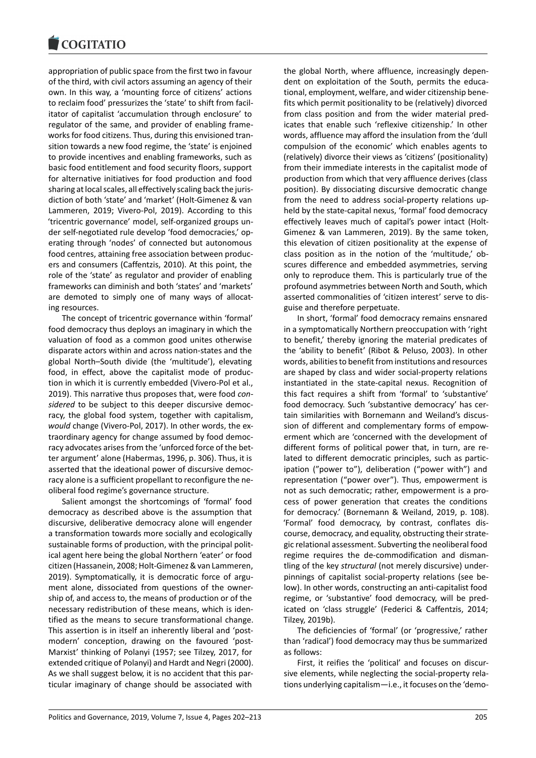appropriation of public space from the first two in favour of the third, with civil actors assuming an agency of their own. In this way, a 'mounting force of citizens' actions to reclaim food' pressurizes the 'state' to shift from facilitator of capitalist 'accumulation through enclosure' to regulator of the same, and provider of enabling frameworks for food citizens. Thus, during this envisioned transition towards a new food regime, the 'state' is enjoined to provide incentives and enabling frameworks, such as basic food entitlement and food security floors, support for alternative initiatives for food production and food sharing at local scales, all effectively scaling back the jurisdiction of both 'state' and 'market' (Holt-Gimenez & van Lammeren, 2019; Vivero-Pol, 2019). According to this 'tricentric governance' model, self-organized groups under self-negotiated rule develop 'food democracies,' operating through 'nodes' of connected but autonomous food centres, attaining free association between producers and consumers (Caffentzis, 2010). At this point, the role of the 'state' as regulator and provider of enabling frameworks can diminish and both 'states' and 'markets' are demoted to simply one of many ways of allocating resources.

The concept of tricentric governance within 'formal' food democracy thus deploys an imaginary in which the valuation of food as a common good unites otherwise disparate actors within and across nation-states and the global North–South divide (the 'multitude'), elevating food, in effect, above the capitalist mode of production in which it is currently embedded (Vivero-Pol et al., 2019). This narrative thus proposes that, were food *considered* to be subject to this deeper discursive democracy, the global food system, together with capitalism, *would* change (Vivero-Pol, 2017). In other words, the extraordinary agency for change assumed by food democracy advocates arises from the 'unforced force of the better argument' alone (Habermas, 1996, p. 306). Thus, it is asserted that the ideational power of discursive democracy alone is a sufficient propellant to reconfigure the neoliberal food regime's governance structure.

Salient amongst the shortcomings of 'formal' food democracy as described above is the assumption that discursive, deliberative democracy alone will engender a transformation towards more socially and ecologically sustainable forms of production, with the principal political agent here being the global Northern 'eater' or food citizen (Hassanein, 2008; Holt-Gimenez & van Lammeren, 2019). Symptomatically, it is democratic force of argument alone, dissociated from questions of the ownership of, and access to, the means of production or of the necessary redistribution of these means, which is identified as the means to secure transformational change. This assertion is in itself an inherently liberal and 'post-modern' conception, drawing on the favoured 'post-Marxist' thinking of Polanyi (1957; see Tilzey, 2017, for extended critique of Polanyi) and Hardt and Negri (2000). As we shall suggest below, it is no accident that this particular imaginary of change should be associated with the global North, where affluence, increasingly dependent on exploitation of the South, permits the educational, employment, welfare, and wider citizenship benefits which permit positionality to be (relatively) divorced from class position and from the wider material predicates that enable such 'reflexive citizenship.' In other words, affluence may afford the insulation from the 'dull compulsion of the economic' which enables agents to (relatively) divorce their views as 'citizens' (positionality) from their immediate interests in the capitalist mode of production from which that very affluence derives (class position). By dissociating discursive democratic change from the need to address social-property relations upheld by the state-capital nexus, 'formal' food democracy effectively leaves much of capital's power intact (Holt-Gimenez & van Lammeren, 2019). By the same token, this elevation of citizen positionality at the expense of class position as in the notion of the 'multitude,' obscures difference and embedded asymmetries, serving only to reproduce them. This is particularly true of the profound asymmetries between North and South, which asserted commonalities of 'citizen interest' serve to disguise and therefore perpetuate.

In short, 'formal' food democracy remains ensnared in a symptomatically Northern preoccupation with 'right to benefit,' thereby ignoring the material predicates of the 'ability to benefit' (Ribot & Peluso, 2003). In other words, abilities to benefit from institutions and resources are shaped by class and wider social-property relations instantiated in the state-capital nexus. Recognition of this fact requires a shift from 'formal' to 'substantive' food democracy. Such 'substantive democracy' has certain similarities with Bornemann and Weiland's discussion of different and complementary forms of empowerment which are 'concerned with the development of different forms of political power that, in turn, are related to different democratic principles, such as participation ("power to"), deliberation ("power with") and representation ("power over"). Thus, empowerment is not as such democratic; rather, empowerment is a process of power generation that creates the conditions for democracy.' (Bornemann & Weiland, 2019, p. 108). 'Formal' food democracy, by contrast, conflates discourse, democracy, and equality, obstructing their strategic relational assessment. Subverting the neoliberal food regime requires the de-commodification and dismantling of the key *structural* (not merely discursive) underpinnings of capitalist social-property relations (see below). In other words, constructing an anti-capitalist food regime, or 'substantive' food democracy, will be predicated on 'class struggle' (Federici & Caffentzis, 2014; Tilzey, 2019b).

The deficiencies of 'formal' (or 'progressive,' rather than 'radical') food democracy may thus be summarized as follows:

First, it reifies the 'political' and focuses on discursive elements, while neglecting the social-property relations underlying capitalism—i.e., it focuses on the 'demo-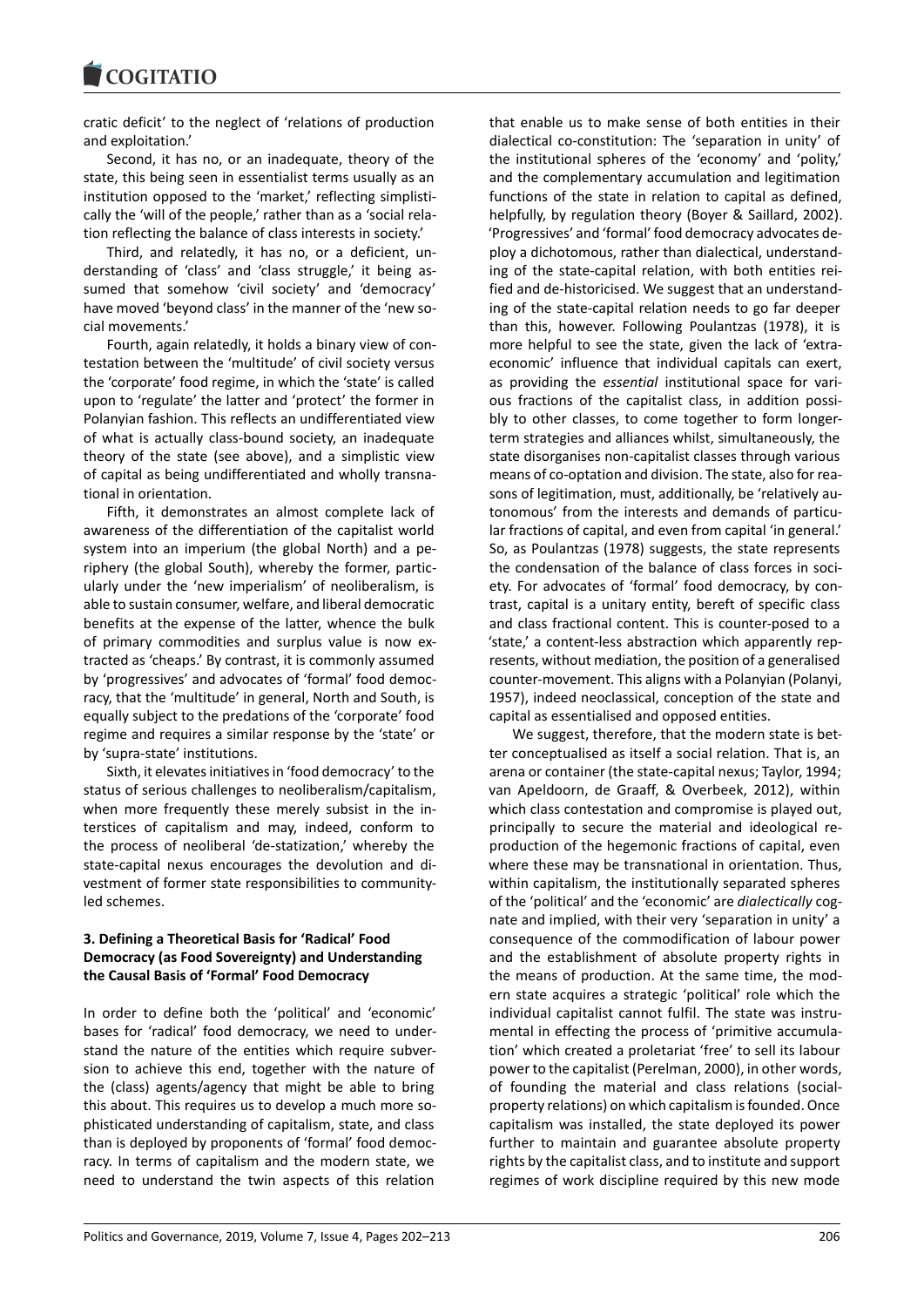cratic deficit' to the neglect of 'relations of production and exploitation.'

Second, it has no, or an inadequate, theory of the state, this being seen in essentialist terms usually as an institution opposed to the 'market,' reflecting simplistically the 'will of the people,' rather than as a 'social relation reflecting the balance of class interests in society.'

Third, and relatedly, it has no, or a deficient, understanding of 'class' and 'class struggle,' it being assumed that somehow 'civil society' and 'democracy' have moved 'beyond class' in the manner of the 'new social movements.'

Fourth, again relatedly, it holds a binary view of contestation between the 'multitude' of civil society versus the 'corporate' food regime, in which the 'state' is called upon to 'regulate' the latter and 'protect' the former in Polanyian fashion. This reflects an undifferentiated view of what is actually class-bound society, an inadequate theory of the state (see above), and a simplistic view of capital as being undifferentiated and wholly transnational in orientation.

Fifth, it demonstrates an almost complete lack of awareness of the differentiation of the capitalist world system into an imperium (the global North) and a periphery (the global South), whereby the former, particularly under the 'new imperialism' of neoliberalism, is able to sustain consumer, welfare, and liberal democratic benefits at the expense of the latter, whence the bulk of primary commodities and surplus value is now extracted as 'cheaps.' By contrast, it is commonly assumed by 'progressives' and advocates of 'formal' food democracy, that the 'multitude' in general, North and South, is equally subject to the predations of the 'corporate' food regime and requires a similar response by the 'state' or by 'supra-state' institutions.

Sixth, it elevates initiatives in 'food democracy' to the status of serious challenges to neoliberalism/capitalism, when more frequently these merely subsist in the interstices of capitalism and may, indeed, conform to the process of neoliberal 'de-statization,' whereby the state-capital nexus encourages the devolution and divestment of former state responsibilities to community-led schemes.

## 3. Defining a Theoretical Basis for 'Radical' Food Democracy (as Food Sovereignty) and Understanding the Causal Basis of 'Formal' Food Democracy

In order to define both the 'political' and 'economic' bases for 'radical' food democracy, we need to understand the nature of the entities which require subversion to achieve this end, together with the nature of the (class) agents/agency that might be able to bring this about. This requires us to develop a much more sophisticated understanding of capitalism, state, and class than is deployed by proponents of 'formal' food democracy. In terms of capitalism and the modern state, we need to understand the twin aspects of this relation that enable us to make sense of both entities in their dialectical co-constitution: The 'separation in unity' of the institutional spheres of the 'economy' and 'polity,' and the complementary accumulation and legitimation functions of the state in relation to capital as defined, helpfully, by regulation theory (Boyer & Saillard, 2002). 'Progressives' and 'formal' food democracy advocates deploy a dichotomous, rather than dialectical, understanding of the state-capital relation, with both entities reified and de-historicised. We suggest that an understanding of the state-capital relation needs to go far deeper than this, however. Following Poulantzas (1978), it is more helpful to see the state, given the lack of 'extra-economic' influence that individual capitals can exert, as providing the *essential* institutional space for various fractions of the capitalist class, in addition possibly to other classes, to come together to form longer-term strategies and alliances whilst, simultaneously, the state disorganises non-capitalist classes through various means of co-optation and division. The state, also for reasons of legitimation, must, additionally, be 'relatively autonomous' from the interests and demands of particular fractions of capital, and even from capital 'in general.' So, as Poulantzas (1978) suggests, the state represents the condensation of the balance of class forces in society. For advocates of 'formal' food democracy, by contrast, capital is a unitary entity, bereft of specific class and class fractional content. This is counter-posed to a 'state,' a content-less abstraction which apparently represents, without mediation, the position of a generalised counter-movement. This aligns with a Polanyian (Polanyi, 1957), indeed neoclassical, conception of the state and capital as essentialised and opposed entities.

We suggest, therefore, that the modern state is better conceptualised as itself a social relation. That is, an arena or container (the state-capital nexus; Taylor, 1994; van Apeldoorn, de Graaff, & Overbeek, 2012), within which class contestation and compromise is played out, principally to secure the material and ideological reproduction of the hegemonic fractions of capital, even where these may be transnational in orientation. Thus, within capitalism, the institutionally separated spheres of the 'political' and the 'economic' are *dialectically* cognate and implied, with their very 'separation in unity' a consequence of the commodification of labour power and the establishment of absolute property rights in the means of production. At the same time, the modern state acquires a strategic 'political' role which the individual capitalist cannot fulfil. The state was instrumental in effecting the process of 'primitive accumulation' which created a proletariat 'free' to sell its labour power to the capitalist (Perelman, 2000), in other words, of founding the material and class relations (social-property relations) on which capitalism is founded. Once capitalism was installed, the state deployed its power further to maintain and guarantee absolute property rights by the capitalist class, and to institute and support regimes of work discipline required by this new mode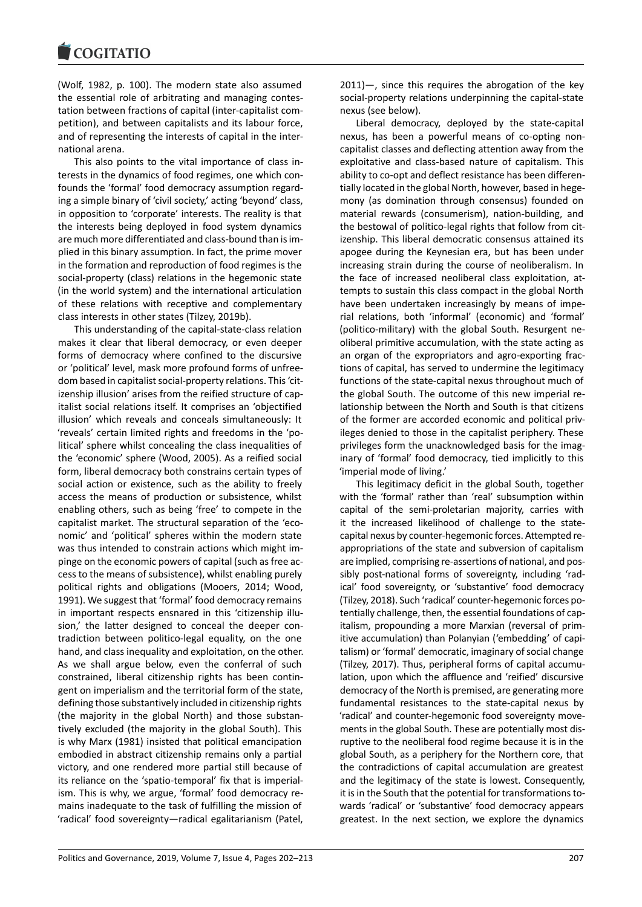(Wolf, 1982, p. 100). The modern state also assumed the essential role of arbitrating and managing contestation between fractions of capital (inter-capitalist competition), and between capitalists and its labour force, and of representing the interests of capital in the international arena.

This also points to the vital importance of class interests in the dynamics of food regimes, one which confounds the 'formal' food democracy assumption regarding a simple binary of 'civil society,' acting 'beyond' class, in opposition to 'corporate' interests. The reality is that the interests being deployed in food system dynamics are much more differentiated and class-bound than is implied in this binary assumption. In fact, the prime mover in the formation and reproduction of food regimes is the social-property (class) relations in the hegemonic state (in the world system) and the international articulation of these relations with receptive and complementary class interests in other states (Tilzey, 2019b).

This understanding of the capital-state-class relation makes it clear that liberal democracy, or even deeper forms of democracy where confined to the discursive or 'political' level, mask more profound forms of unfreedom based in capitalist social-property relations. This 'citizenship illusion' arises from the reified structure of capitalist social relations itself. It comprises an 'objectified illusion' which reveals and conceals simultaneously: It 'reveals' certain limited rights and freedoms in the 'political' sphere whilst concealing the class inequalities of the 'economic' sphere (Wood, 2005). As a reified social form, liberal democracy both constrains certain types of social action or existence, such as the ability to freely access the means of production or subsistence, whilst enabling others, such as being 'free' to compete in the capitalist market. The structural separation of the 'economic' and 'political' spheres within the modern state was thus intended to constrain actions which might impinge on the economic powers of capital (such as free access to the means of subsistence), whilst enabling purely political rights and obligations (Mooers, 2014; Wood, 1991). We suggest that 'formal' food democracy remains in important respects ensnared in this 'citizenship illusion,' the latter designed to conceal the deeper contradiction between politico-legal equality, on the one hand, and class inequality and exploitation, on the other. As we shall argue below, even the conferral of such constrained, liberal citizenship rights has been contingent on imperialism and the territorial form of the state, defining those substantively included in citizenship rights (the majority in the global North) and those substantively excluded (the majority in the global South). This is why Marx (1981) insisted that political emancipation embodied in abstract citizenship remains only a partial victory, and one rendered more partial still because of its reliance on the 'spatio-temporal' fix that is imperialism. This is why, we argue, 'formal' food democracy remains inadequate to the task of fulfilling the mission of 'radical' food sovereignty—radical egalitarianism (Patel, 2011)—, since this requires the abrogation of the key social-property relations underpinning the capital-state nexus (see below).

Liberal democracy, deployed by the state-capital nexus, has been a powerful means of co-opting non-capitalist classes and deflecting attention away from the exploitative and class-based nature of capitalism. This ability to co-opt and deflect resistance has been differentially located in the global North, however, based in hegemony (as domination through consensus) founded on material rewards (consumerism), nation-building, and the bestowal of politico-legal rights that follow from citizenship. This liberal democratic consensus attained its apogee during the Keynesian era, but has been under increasing strain during the course of neoliberalism. In the face of increased neoliberal class exploitation, attempts to sustain this class compact in the global North have been undertaken increasingly by means of imperial relations, both 'informal' (economic) and 'formal' (politico-military) with the global South. Resurgent neoliberal primitive accumulation, with the state acting as an organ of the expropriators and agro-exporting fractions of capital, has served to undermine the legitimacy functions of the state-capital nexus throughout much of the global South. The outcome of this new imperial relationship between the North and South is that citizens of the former are accorded economic and political privileges denied to those in the capitalist periphery. These privileges form the unacknowledged basis for the imaginary of 'formal' food democracy, tied implicitly to this 'imperial mode of living.'

This legitimacy deficit in the global South, together with the 'formal' rather than 'real' subsumption within capital of the semi-proletarian majority, carries with it the increased likelihood of challenge to the state-capital nexus by counter-hegemonic forces. Attempted re-appropriations of the state and subversion of capitalism are implied, comprising re-assertions of national, and possibly post-national forms of sovereignty, including 'radical' food sovereignty, or 'substantive' food democracy (Tilzey, 2018). Such 'radical' counter-hegemonic forces potentially challenge, then, the essential foundations of capitalism, propounding a more Marxian (reversal of primitive accumulation) than Polanyian ('embedding' of capitalism) or 'formal' democratic, imaginary of social change (Tilzey, 2017). Thus, peripheral forms of capital accumulation, upon which the affluence and 'reified' discursive democracy of the North is premised, are generating more fundamental resistances to the state-capital nexus by 'radical' and counter-hegemonic food sovereignty movements in the global South. These are potentially most disruptive to the neoliberal food regime because it is in the global South, as a periphery for the Northern core, that the contradictions of capital accumulation are greatest and the legitimacy of the state is lowest. Consequently, it is in the South that the potential for transformations towards 'radical' or 'substantive' food democracy appears greatest. In the next section, we explore the dynamics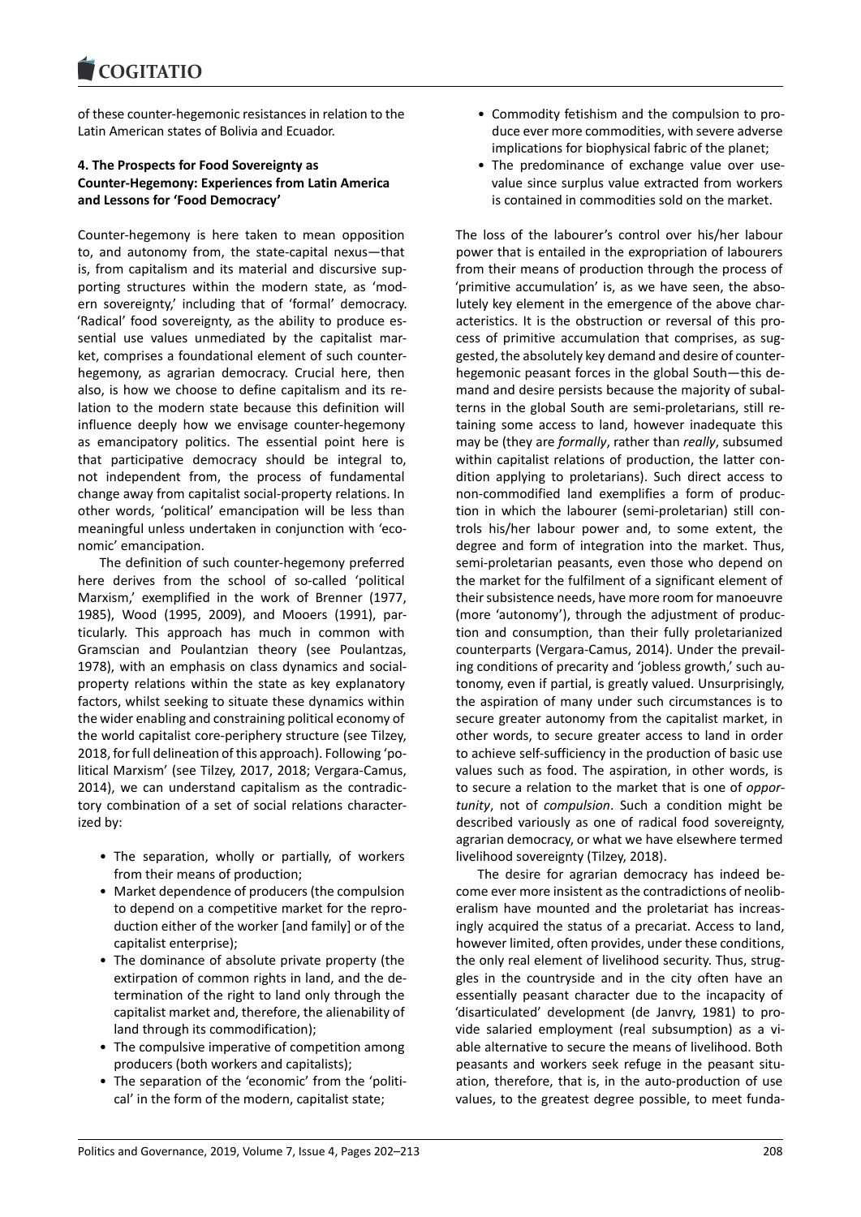of these counter-hegemonic resistances in relation to the Latin American states of Bolivia and Ecuador.

## 4. The Prospects for Food Sovereignty as Counter-Hegemony: Experiences from Latin America and Lessons for 'Food Democracy'

Counter-hegemony is here taken to mean opposition to, and autonomy from, the state-capital nexus—that is, from capitalism and its material and discursive supporting structures within the modern state, as 'modern sovereignty,' including that of 'formal' democracy. 'Radical' food sovereignty, as the ability to produce essential use values unmediated by the capitalist market, comprises a foundational element of such counter-hegemony, as agrarian democracy. Crucial here, then also, is how we choose to define capitalism and its relation to the modern state because this definition will influence deeply how we envisage counter-hegemony as emancipatory politics. The essential point here is that participative democracy should be integral to, not independent from, the process of fundamental change away from capitalist social-property relations. In other words, 'political' emancipation will be less than meaningful unless undertaken in conjunction with 'economic' emancipation.

The definition of such counter-hegemony preferred here derives from the school of so-called 'political Marxism,' exemplified in the work of Brenner (1977, 1985), Wood (1995, 2009), and Mooers (1991), particularly. This approach has much in common with Gramscian and Poulantzian theory (see Poulantzas, 1978), with an emphasis on class dynamics and social-property relations within the state as key explanatory factors, whilst seeking to situate these dynamics within the wider enabling and constraining political economy of the world capitalist core-periphery structure (see Tilzey, 2018, for full delineation of this approach). Following 'political Marxism' (see Tilzey, 2017, 2018; Vergara-Camus, 2014), we can understand capitalism as the contradictory combination of a set of social relations characterized by:

- The separation, wholly or partially, of workers from their means of production;
- Market dependence of producers (the compulsion to depend on a competitive market for the reproduction either of the worker [and family] or of the capitalist enterprise);
- The dominance of absolute private property (the extirpation of common rights in land, and the determination of the right to land only through the capitalist market and, therefore, the alienability of land through its commodification);
- The compulsive imperative of competition among producers (both workers and capitalists);
- The separation of the 'economic' from the 'political' in the form of the modern, capitalist state;
- Commodity fetishism and the compulsion to produce ever more commodities, with severe adverse implications for biophysical fabric of the planet;
- The predominance of exchange value over use-value since surplus value extracted from workers is contained in commodities sold on the market.

The loss of the labourer's control over his/her labour power that is entailed in the expropriation of labourers from their means of production through the process of 'primitive accumulation' is, as we have seen, the absolutely key element in the emergence of the above characteristics. It is the obstruction or reversal of this process of primitive accumulation that comprises, as suggested, the absolutely key demand and desire of counter-hegemonic peasant forces in the global South—this demand and desire persists because the majority of subalterns in the global South are semi-proletarians, still retaining some access to land, however inadequate this may be (they are *formally*, rather than *really*, subsumed within capitalist relations of production, the latter condition applying to proletarians). Such direct access to non-commodified land exemplifies a form of production in which the labourer (semi-proletarian) still controls his/her labour power and, to some extent, the degree and form of integration into the market. Thus, semi-proletarian peasants, even those who depend on the market for the fulfilment of a significant element of their subsistence needs, have more room for manoeuvre (more 'autonomy'), through the adjustment of production and consumption, than their fully proletarianized counterparts (Vergara-Camus, 2014). Under the prevailing conditions of precarity and 'jobless growth,' such autonomy, even if partial, is greatly valued. Unsurprisingly, the aspiration of many under such circumstances is to secure greater autonomy from the capitalist market, in other words, to secure greater access to land in order to achieve self-sufficiency in the production of basic use values such as food. The aspiration, in other words, is to secure a relation to the market that is one of *opportunity*, not of *compulsion*. Such a condition might be described variously as one of radical food sovereignty, agrarian democracy, or what we have elsewhere termed livelihood sovereignty (Tilzey, 2018).

The desire for agrarian democracy has indeed become ever more insistent as the contradictions of neoliberalism have mounted and the proletariat has increasingly acquired the status of a precariat. Access to land, however limited, often provides, under these conditions, the only real element of livelihood security. Thus, struggles in the countryside and in the city often have an essentially peasant character due to the incapacity of 'disarticulated' development (de Janvry, 1981) to provide salaried employment (real subsumption) as a viable alternative to secure the means of livelihood. Both peasants and workers seek refuge in the peasant situation, therefore, that is, in the auto-production of use values, to the greatest degree possible, to meet funda-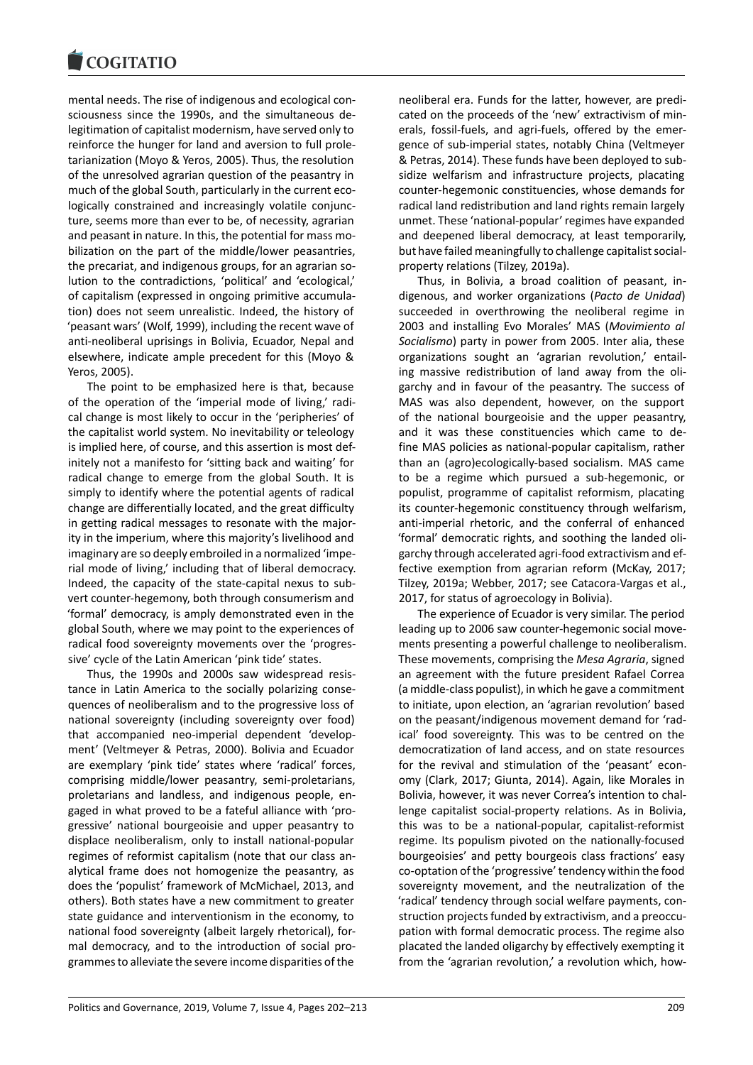mental needs. The rise of indigenous and ecological consciousness since the 1990s, and the simultaneous delegitimation of capitalist modernism, have served only to reinforce the hunger for land and aversion to full proletarianization (Moyo & Yeros, 2005). Thus, the resolution of the unresolved agrarian question of the peasantry in much of the global South, particularly in the current ecologically constrained and increasingly volatile conjuncture, seems more than ever to be, of necessity, agrarian and peasant in nature. In this, the potential for mass mobilization on the part of the middle/lower peasantries, the precariat, and indigenous groups, for an agrarian solution to the contradictions, 'political' and 'ecological,' of capitalism (expressed in ongoing primitive accumulation) does not seem unrealistic. Indeed, the history of 'peasant wars' (Wolf, 1999), including the recent wave of anti-neoliberal uprisings in Bolivia, Ecuador, Nepal and elsewhere, indicate ample precedent for this (Moyo & Yeros, 2005).

The point to be emphasized here is that, because of the operation of the 'imperial mode of living,' radical change is most likely to occur in the 'peripheries' of the capitalist world system. No inevitability or teleology is implied here, of course, and this assertion is most definitely not a manifesto for 'sitting back and waiting' for radical change to emerge from the global South. It is simply to identify where the potential agents of radical change are differentially located, and the great difficulty in getting radical messages to resonate with the majority in the imperium, where this majority's livelihood and imaginary are so deeply embroiled in a normalized 'imperial mode of living,' including that of liberal democracy. Indeed, the capacity of the state-capital nexus to subvert counter-hegemony, both through consumerism and 'formal' democracy, is amply demonstrated even in the global South, where we may point to the experiences of radical food sovereignty movements over the 'progressive' cycle of the Latin American 'pink tide' states.

Thus, the 1990s and 2000s saw widespread resistance in Latin America to the socially polarizing consequences of neoliberalism and to the progressive loss of national sovereignty (including sovereignty over food) that accompanied neo-imperial dependent 'development' (Veltmeyer & Petras, 2000). Bolivia and Ecuador are exemplary 'pink tide' states where 'radical' forces, comprising middle/lower peasantry, semi-proletarians, proletarians and landless, and indigenous people, engaged in what proved to be a fateful alliance with 'progressive' national bourgeoisie and upper peasantry to displace neoliberalism, only to install national-popular regimes of reformist capitalism (note that our class analytical frame does not homogenize the peasantry, as does the 'populist' framework of McMichael, 2013, and others). Both states have a new commitment to greater state guidance and interventionism in the economy, to national food sovereignty (albeit largely rhetorical), formal democracy, and to the introduction of social programmes to alleviate the severe income disparities of the neoliberal era. Funds for the latter, however, are predicated on the proceeds of the 'new' extractivism of minerals, fossil-fuels, and agri-fuels, offered by the emergence of sub-imperial states, notably China (Veltmeyer & Petras, 2014). These funds have been deployed to subsidize welfarism and infrastructure projects, placating counter-hegemonic constituencies, whose demands for radical land redistribution and land rights remain largely unmet. These 'national-popular' regimes have expanded and deepened liberal democracy, at least temporarily, but have failed meaningfully to challenge capitalist social-property relations (Tilzey, 2019a).

Thus, in Bolivia, a broad coalition of peasant, indigenous, and worker organizations (*Pacto de Unidad*) succeeded in overthrowing the neoliberal regime in 2003 and installing Evo Morales' MAS (*Movimiento al Socialismo*) party in power from 2005. Inter alia, these organizations sought an 'agrarian revolution,' entailing massive redistribution of land away from the oligarchy and in favour of the peasantry. The success of MAS was also dependent, however, on the support of the national bourgeoisie and the upper peasantry, and it was these constituencies which came to define MAS policies as national-popular capitalism, rather than an (agro)ecologically-based socialism. MAS came to be a regime which pursued a sub-hegemonic, or populist, programme of capitalist reformism, placating its counter-hegemonic constituency through welfarism, anti-imperial rhetoric, and the conferral of enhanced 'formal' democratic rights, and soothing the landed oligarchy through accelerated agri-food extractivism and effective exemption from agrarian reform (McKay, 2017; Tilzey, 2019a; Webber, 2017; see Catacora-Vargas et al., 2017, for status of agroecology in Bolivia).

The experience of Ecuador is very similar. The period leading up to 2006 saw counter-hegemonic social movements presenting a powerful challenge to neoliberalism. These movements, comprising the *Mesa Agraria*, signed an agreement with the future president Rafael Correa (a middle-class populist), in which he gave a commitment to initiate, upon election, an 'agrarian revolution' based on the peasant/indigenous movement demand for 'radical' food sovereignty. This was to be centred on the democratization of land access, and on state resources for the revival and stimulation of the 'peasant' economy (Clark, 2017; Giunta, 2014). Again, like Morales in Bolivia, however, it was never Correa's intention to challenge capitalist social-property relations. As in Bolivia, this was to be a national-popular, capitalist-reformist regime. Its populism pivoted on the nationally-focused bourgeoisies' and petty bourgeois class fractions' easy co-optation of the 'progressive' tendency within the food sovereignty movement, and the neutralization of the 'radical' tendency through social welfare payments, construction projects funded by extractivism, and a preoccupation with formal democratic process. The regime also placated the landed oligarchy by effectively exempting it from the 'agrarian revolution,' a revolution which, how-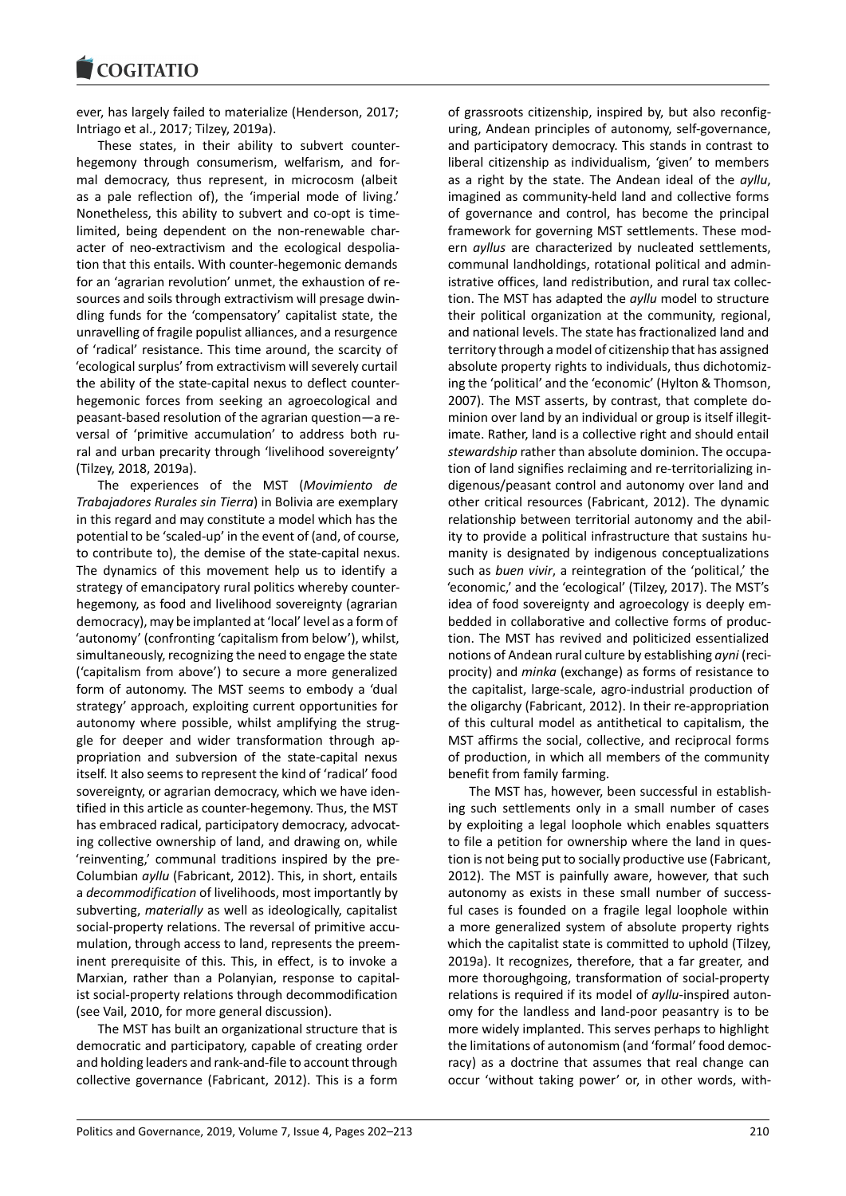ever, has largely failed to materialize (Henderson, 2017; Intriago et al., 2017; Tilzey, 2019a).

These states, in their ability to subvert counter-hegemony through consumerism, welfarism, and formal democracy, thus represent, in microcosm (albeit as a pale reflection of), the 'imperial mode of living.' Nonetheless, this ability to subvert and co-opt is time-limited, being dependent on the non-renewable character of neo-extractivism and the ecological despoliation that this entails. With counter-hegemonic demands for an 'agrarian revolution' unmet, the exhaustion of resources and soils through extractivism will presage dwindling funds for the 'compensatory' capitalist state, the unravelling of fragile populist alliances, and a resurgence of 'radical' resistance. This time around, the scarcity of 'ecological surplus' from extractivism will severely curtail the ability of the state-capital nexus to deflect counter-hegemonic forces from seeking an agroecological and peasant-based resolution of the agrarian question—a reversal of 'primitive accumulation' to address both rural and urban precarity through 'livelihood sovereignty' (Tilzey, 2018, 2019a).

The experiences of the MST (*Movimiento de Trabajadores Rurales sin Tierra*) in Bolivia are exemplary in this regard and may constitute a model which has the potential to be 'scaled-up' in the event of (and, of course, to contribute to), the demise of the state-capital nexus. The dynamics of this movement help us to identify a strategy of emancipatory rural politics whereby counter-hegemony, as food and livelihood sovereignty (agrarian democracy), may be implanted at 'local' level as a form of 'autonomy' (confronting 'capitalism from below'), whilst, simultaneously, recognizing the need to engage the state ('capitalism from above') to secure a more generalized form of autonomy. The MST seems to embody a 'dual strategy' approach, exploiting current opportunities for autonomy where possible, whilst amplifying the struggle for deeper and wider transformation through appropriation and subversion of the state-capital nexus itself. It also seems to represent the kind of 'radical' food sovereignty, or agrarian democracy, which we have identified in this article as counter-hegemony. Thus, the MST has embraced radical, participatory democracy, advocating collective ownership of land, and drawing on, while 'reinventing,' communal traditions inspired by the pre-Columbian *ayllu* (Fabricant, 2012). This, in short, entails a *decommodification* of livelihoods, most importantly by subverting, *materially* as well as ideologically, capitalist social-property relations. The reversal of primitive accumulation, through access to land, represents the preeminent prerequisite of this. This, in effect, is to invoke a Marxian, rather than a Polanyian, response to capitalist social-property relations through decommodification (see Vail, 2010, for more general discussion).

The MST has built an organizational structure that is democratic and participatory, capable of creating order and holding leaders and rank-and-file to account through collective governance (Fabricant, 2012). This is a form of grassroots citizenship, inspired by, but also reconfiguring, Andean principles of autonomy, self-governance, and participatory democracy. This stands in contrast to liberal citizenship as individualism, 'given' to members as a right by the state. The Andean ideal of the *ayllu*, imagined as community-held land and collective forms of governance and control, has become the principal framework for governing MST settlements. These modern *ayllus* are characterized by nucleated settlements, communal landholdings, rotational political and administrative offices, land redistribution, and rural tax collection. The MST has adapted the *ayllu* model to structure their political organization at the community, regional, and national levels. The state has fractionalized land and territory through a model of citizenship that has assigned absolute property rights to individuals, thus dichotomizing the 'political' and the 'economic' (Hylton & Thomson, 2007). The MST asserts, by contrast, that complete dominion over land by an individual or group is itself illegitimate. Rather, land is a collective right and should entail *stewardship* rather than absolute dominion. The occupation of land signifies reclaiming and re-territorializing indigenous/peasant control and autonomy over land and other critical resources (Fabricant, 2012). The dynamic relationship between territorial autonomy and the ability to provide a political infrastructure that sustains humanity is designated by indigenous conceptualizations such as *buen vivir*, a reintegration of the 'political,' the 'economic,' and the 'ecological' (Tilzey, 2017). The MST's idea of food sovereignty and agroecology is deeply embedded in collaborative and collective forms of production. The MST has revived and politicized essentialized notions of Andean rural culture by establishing *ayni* (reciprocity) and *minka* (exchange) as forms of resistance to the capitalist, large-scale, agro-industrial production of the oligarchy (Fabricant, 2012). In their re-appropriation of this cultural model as antithetical to capitalism, the MST affirms the social, collective, and reciprocal forms of production, in which all members of the community benefit from family farming.

The MST has, however, been successful in establishing such settlements only in a small number of cases by exploiting a legal loophole which enables squatters to file a petition for ownership where the land in question is not being put to socially productive use (Fabricant, 2012). The MST is painfully aware, however, that such autonomy as exists in these small number of successful cases is founded on a fragile legal loophole within a more generalized system of absolute property rights which the capitalist state is committed to uphold (Tilzey, 2019a). It recognizes, therefore, that a far greater, and more thoroughgoing, transformation of social-property relations is required if its model of *ayllu*-inspired autonomy for the landless and land-poor peasantry is to be more widely implanted. This serves perhaps to highlight the limitations of autonomism (and 'formal' food democracy) as a doctrine that assumes that real change can occur 'without taking power' or, in other words, with-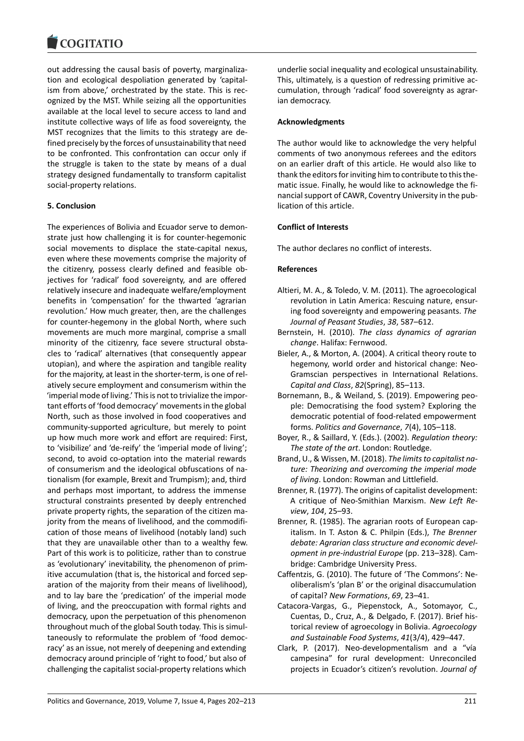out addressing the causal basis of poverty, marginalization and ecological despoliation generated by 'capitalism from above,' orchestrated by the state. This is recognized by the MST. While seizing all the opportunities available at the local level to secure access to land and institute collective ways of life as food sovereignty, the MST recognizes that the limits to this strategy are defined precisely by the forces of unsustainability that need to be confronted. This confrontation can occur only if the struggle is taken to the state by means of a dual strategy designed fundamentally to transform capitalist social-property relations.

## 5. Conclusion

The experiences of Bolivia and Ecuador serve to demonstrate just how challenging it is for counter-hegemonic social movements to displace the state-capital nexus, even where these movements comprise the majority of the citizenry, possess clearly defined and feasible objectives for 'radical' food sovereignty, and are offered relatively insecure and inadequate welfare/employment benefits in 'compensation' for the thwarted 'agrarian revolution.' How much greater, then, are the challenges for counter-hegemony in the global North, where such movements are much more marginal, comprise a small minority of the citizenry, face severe structural obstacles to 'radical' alternatives (that consequently appear utopian), and where the aspiration and tangible reality for the majority, at least in the shorter-term, is one of relatively secure employment and consumerism within the 'imperial mode of living.' This is not to trivialize the important efforts of 'food democracy' movements in the global North, such as those involved in food cooperatives and community-supported agriculture, but merely to point up how much more work and effort are required: First, to 'visibilize' and 'de-reify' the 'imperial mode of living'; second, to avoid co-optation into the material rewards of consumerism and the ideological obfuscations of nationalism (for example, Brexit and Trumpism); and, third and perhaps most important, to address the immense structural constraints presented by deeply entrenched private property rights, the separation of the citizen majority from the means of livelihood, and the commodification of those means of livelihood (notably land) such that they are unavailable other than to a wealthy few. Part of this work is to politicize, rather than to construe as 'evolutionary' inevitability, the phenomenon of primitive accumulation (that is, the historical and forced separation of the majority from their means of livelihood), and to lay bare the 'predication' of the imperial mode of living, and the preoccupation with formal rights and democracy, upon the perpetuation of this phenomenon throughout much of the global South today. This is simultaneously to reformulate the problem of 'food democracy' as an issue, not merely of deepening and extending democracy around principle of 'right to food,' but also of challenging the capitalist social-property relations which underlie social inequality and ecological unsustainability. This, ultimately, is a question of redressing primitive accumulation, through 'radical' food sovereignty as agrarian democracy.

## Acknowledgments

The author would like to acknowledge the very helpful comments of two anonymous referees and the editors on an earlier draft of this article. He would also like to thank the editors for inviting him to contribute to this thematic issue. Finally, he would like to acknowledge the financial support of CAWR, Coventry University in the publication of this article.

## Conflict of Interests

The author declares no conflict of interests.

## References

Altieri, M. A., & Toledo, V. M. (2011). The agroecological revolution in Latin America: Rescuing nature, ensuring food sovereignty and empowering peasants. *The Journal of Peasant Studies*, *38*, 587–612.

Bernstein, H. (2010). *The class dynamics of agrarian change*. Halifax: Fernwood.

Bieler, A., & Morton, A. (2004). A critical theory route to hegemony, world order and historical change: Neo-Gramscian perspectives in International Relations. *Capital and Class*, *82*(Spring), 85–113.

Bornemann, B., & Weiland, S. (2019). Empowering people: Democratising the food system? Exploring the democratic potential of food-related empowerment forms. *Politics and Governance*, *7*(4), 105–118.

Boyer, R., & Saillard, Y. (Eds.). (2002). *Regulation theory: The state of the art*. London: Routledge.

Brand, U., & Wissen, M. (2018). *The limits to capitalist nature: Theorizing and overcoming the imperial mode of living*. London: Rowman and Littlefield.

Brenner, R. (1977). The origins of capitalist development: A critique of Neo-Smithian Marxism. *New Left Review*, *104*, 25–93.

Brenner, R. (1985). The agrarian roots of European capitalism. In T. Aston & C. Philpin (Eds.), *The Brenner debate: Agrarian class structure and economic development in pre-industrial Europe* (pp. 213–328). Cambridge: Cambridge University Press.

Caffentzis, G. (2010). The future of 'The Commons': Neoliberalism's 'plan B' or the original disaccumulation of capital? *New Formations*, *69*, 23–41.

Catacora-Vargas, G., Piepenstock, A., Sotomayor, C., Cuentas, D., Cruz, A., & Delgado, F. (2017). Brief historical review of agroecology in Bolivia. *Agroecology and Sustainable Food Systems*, *41*(3/4), 429–447.

Clark, P. (2017). Neo-developmentalism and a "vía campesina" for rural development: Unreconciled projects in Ecuador's citizen's revolution. *Journal of*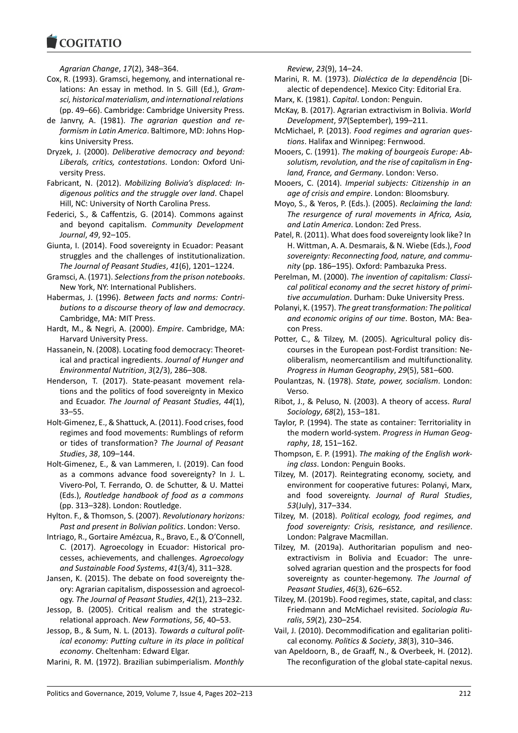*Agrarian Change*, *17*(2), 348–364.

Cox, R. (1993). Gramsci, hegemony, and international relations: An essay in method. In S. Gill (Ed.), *Gramsci, historical materialism, and international relations* (pp. 49–66). Cambridge: Cambridge University Press.

de Janvry, A. (1981). *The agrarian question and reformism in Latin America*. Baltimore, MD: Johns Hopkins University Press.

Dryzek, J. (2000). *Deliberative democracy and beyond: Liberals, critics, contestations*. London: Oxford University Press.

Fabricant, N. (2012). *Mobilizing Bolivia's displaced: Indigenous politics and the struggle over land*. Chapel Hill, NC: University of North Carolina Press.

Federici, S., & Caffentzis, G. (2014). Commons against and beyond capitalism. *Community Development Journal*, *49*, 92–105.

Giunta, I. (2014). Food sovereignty in Ecuador: Peasant struggles and the challenges of institutionalization. *The Journal of Peasant Studies*, *41*(6), 1201–1224.

Gramsci, A. (1971). *Selections from the prison notebooks*. New York, NY: International Publishers.

Habermas, J. (1996). *Between facts and norms: Contributions to a discourse theory of law and democracy*. Cambridge, MA: MIT Press.

Hardt, M., & Negri, A. (2000). *Empire*. Cambridge, MA: Harvard University Press.

Hassanein, N. (2008). Locating food democracy: Theoretical and practical ingredients. *Journal of Hunger and Environmental Nutrition*, *3*(2/3), 286–308.

Henderson, T. (2017). State-peasant movement relations and the politics of food sovereignty in Mexico and Ecuador. *The Journal of Peasant Studies*, *44*(1), 33–55.

Holt-Gimenez, E., & Shattuck, A. (2011). Food crises, food regimes and food movements: Rumblings of reform or tides of transformation? *The Journal of Peasant Studies*, *38*, 109–144.

Holt-Gimenez, E., & van Lammeren, I. (2019). Can food as a commons advance food sovereignty? In J. L. Vivero-Pol, T. Ferrando, O. de Schutter, & U. Mattei (Eds.), *Routledge handbook of food as a commons* (pp. 313–328). London: Routledge.

Hylton. F., & Thomson, S. (2007). *Revolutionary horizons: Past and present in Bolivian politics*. London: Verso.

Intriago, R., Gortaire Amézcua, R., Bravo, E., & O'Connell, C. (2017). Agroecology in Ecuador: Historical processes, achievements, and challenges. *Agroecology and Sustainable Food Systems*, *41*(3/4), 311–328.

Jansen, K. (2015). The debate on food sovereignty theory: Agrarian capitalism, dispossession and agroecology. *The Journal of Peasant Studies*, *42*(1), 213–232.

Jessop, B. (2005). Critical realism and the strategic-relational approach. *New Formations*, *56*, 40–53.

Jessop, B., & Sum, N. L. (2013). *Towards a cultural political economy: Putting culture in its place in political economy*. Cheltenham: Edward Elgar.

Marini, R. M. (1972). Brazilian subimperialism. *Monthly Review*, *23*(9), 14–24.

Marini, R. M. (1973). *Dialéctica de la dependência* [Dialectic of dependence]. Mexico City: Editorial Era.

Marx, K. (1981). *Capital*. London: Penguin.

McKay, B. (2017). Agrarian extractivism in Bolivia. *World Development*, *97*(September), 199–211.

McMichael, P. (2013). *Food regimes and agrarian questions*. Halifax and Winnipeg: Fernwood.

Mooers, C. (1991). *The making of bourgeois Europe: Absolutism, revolution, and the rise of capitalism in England, France, and Germany*. London: Verso.

Mooers, C. (2014). *Imperial subjects: Citizenship in an age of crisis and empire*. London: Bloomsbury.

Moyo, S., & Yeros, P. (Eds.). (2005). *Reclaiming the land: The resurgence of rural movements in Africa, Asia, and Latin America*. London: Zed Press.

Patel, R. (2011). What does food sovereignty look like? In H. Wittman, A. A. Desmarais, & N. Wiebe (Eds.), *Food sovereignty: Reconnecting food, nature, and community* (pp. 186–195). Oxford: Pambazuka Press.

Perelman, M. (2000). *The invention of capitalism: Classical political economy and the secret history of primitive accumulation*. Durham: Duke University Press.

Polanyi, K. (1957). *The great transformation: The political and economic origins of our time*. Boston, MA: Beacon Press.

Potter, C., & Tilzey, M. (2005). Agricultural policy discourses in the European post-Fordist transition: Neoliberalism, neomercantilism and multifunctionality. *Progress in Human Geography*, *29*(5), 581–600.

Poulantzas, N. (1978). *State, power, socialism*. London: Verso.

Ribot, J., & Peluso, N. (2003). A theory of access. *Rural Sociology*, *68*(2), 153–181.

Taylor, P. (1994). The state as container: Territoriality in the modern world-system. *Progress in Human Geography*, *18*, 151–162.

Thompson, E. P. (1991). *The making of the English working class*. London: Penguin Books.

Tilzey, M. (2017). Reintegrating economy, society, and environment for cooperative futures: Polanyi, Marx, and food sovereignty. *Journal of Rural Studies*, *53*(July), 317–334.

Tilzey, M. (2018). *Political ecology, food regimes, and food sovereignty: Crisis, resistance, and resilience*. London: Palgrave Macmillan.

Tilzey, M. (2019a). Authoritarian populism and neo-extractivism in Bolivia and Ecuador: The unresolved agrarian question and the prospects for food sovereignty as counter-hegemony. *The Journal of Peasant Studies*, *46*(3), 626–652.

Tilzey, M. (2019b). Food regimes, state, capital, and class: Friedmann and McMichael revisited. *Sociologia Ruralis*, *59*(2), 230–254.

Vail, J. (2010). Decommodification and egalitarian political economy. *Politics & Society*, *38*(3), 310–346.

van Apeldoorn, B., de Graaff, N., & Overbeek, H. (2012). The reconfiguration of the global state-capital nexus.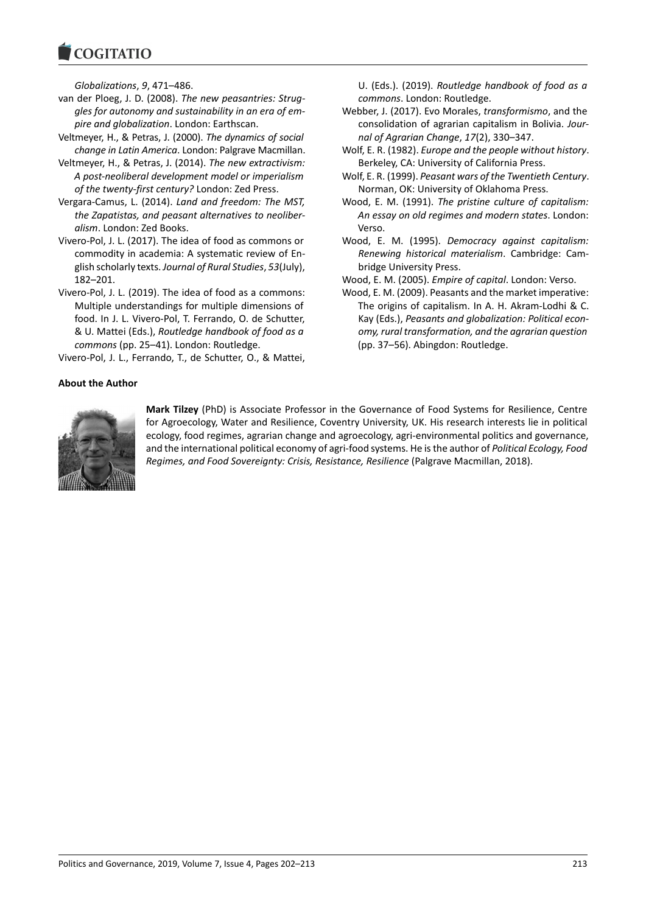*Globalizations*, *9*, 471–486.

van der Ploeg, J. D. (2008). *The new peasantries: Struggles for autonomy and sustainability in an era of empire and globalization*. London: Earthscan.

Veltmeyer, H., & Petras, J. (2000). *The dynamics of social change in Latin America*. London: Palgrave Macmillan.

Veltmeyer, H., & Petras, J. (2014). *The new extractivism: A post-neoliberal development model or imperialism of the twenty-first century?* London: Zed Press.

Vergara-Camus, L. (2014). *Land and freedom: The MST, the Zapatistas, and peasant alternatives to neoliberalism*. London: Zed Books.

Vivero-Pol, J. L. (2017). The idea of food as commons or commodity in academia: A systematic review of English scholarly texts. *Journal of Rural Studies*, *53*(July), 182–201.

Vivero-Pol, J. L. (2019). The idea of food as a commons: Multiple understandings for multiple dimensions of food. In J. L. Vivero-Pol, T. Ferrando, O. de Schutter, & U. Mattei (Eds.), *Routledge handbook of food as a commons* (pp. 25–41). London: Routledge.

Vivero-Pol, J. L., Ferrando, T., de Schutter, O., & Mattei, U. (Eds.). (2019). *Routledge handbook of food as a commons*. London: Routledge.

Webber, J. (2017). Evo Morales, *transformismo*, and the consolidation of agrarian capitalism in Bolivia. *Journal of Agrarian Change*, *17*(2), 330–347.

Wolf, E. R. (1982). *Europe and the people without history*. Berkeley, CA: University of California Press.

Wolf, E. R. (1999). *Peasant wars of the Twentieth Century*. Norman, OK: University of Oklahoma Press.

Wood, E. M. (1991). *The pristine culture of capitalism: An essay on old regimes and modern states*. London: Verso.

Wood, E. M. (1995). *Democracy against capitalism: Renewing historical materialism*. Cambridge: Cambridge University Press.

Wood, E. M. (2005). *Empire of capital*. London: Verso.

Wood, E. M. (2009). Peasants and the market imperative: The origins of capitalism. In A. H. Akram-Lodhi & C. Kay (Eds.), *Peasants and globalization: Political economy, rural transformation, and the agrarian question* (pp. 37–56). Abingdon: Routledge.

**About the Author**

**Mark Tilzey** (PhD) is Associate Professor in the Governance of Food Systems for Resilience, Centre for Agroecology, Water and Resilience, Coventry University, UK. His research interests lie in political ecology, food regimes, agrarian change and agroecology, agri-environmental politics and governance, and the international political economy of agri-food systems. He is the author of *Political Ecology, Food Regimes, and Food Sovereignty: Crisis, Resistance, Resilience* (Palgrave Macmillan, 2018).